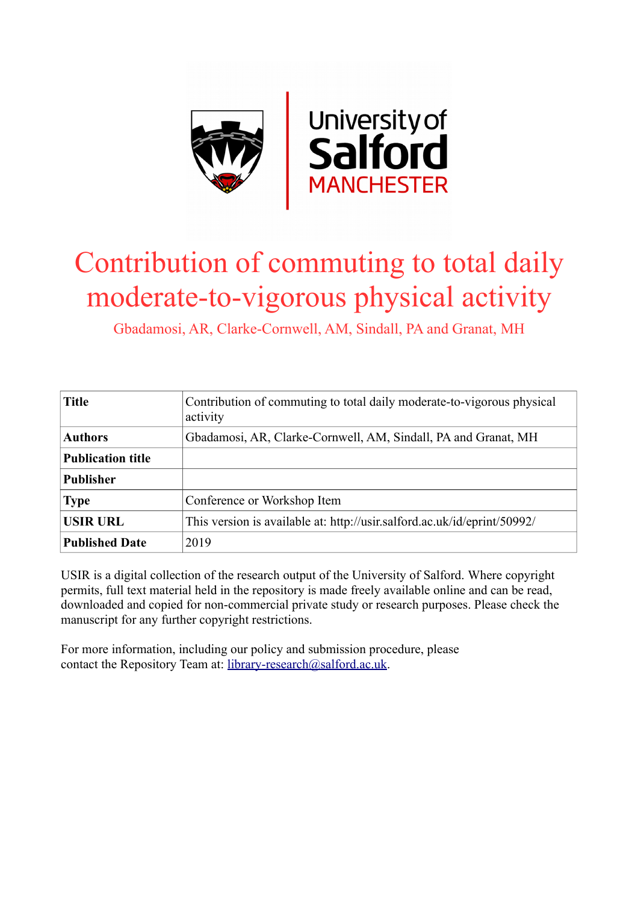# Contribution of commuting to total daily moderate-to-vigorous physical activity

Gbadamosi, AR, Clarke-Cornwell, AM, Sindall, PA and Granat, MH

| Title | Contribution of commuting to total daily moderate-to-vigorous physical activity |
|---|---|
| Authors | Gbadamosi, AR, Clarke-Cornwell, AM, Sindall, PA and Granat, MH |
| Publication title | |
| Publisher | |
| Type | Conference or Workshop Item |
| USIR URL | This version is available at: http://usir.salford.ac.uk/id/eprint/50992/ |
| Published Date | 2019 |

USIR is a digital collection of the research output of the University of Salford. Where copyright permits, full text material held in the repository is made freely available online and can be read, downloaded and copied for non-commercial private study or research purposes. Please check the manuscript for any further copyright restrictions.

For more information, including our policy and submission procedure, please contact the Repository Team at: library-research@salford.ac.uk.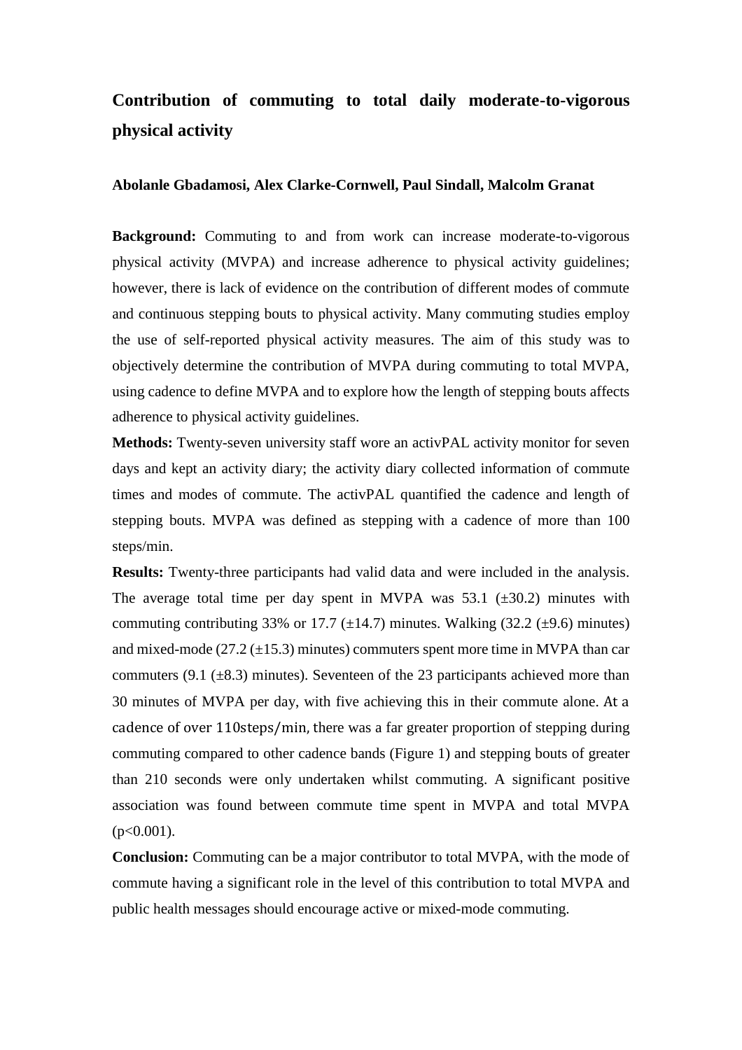# Contribution of commuting to total daily moderate-to-vigorous physical activity

**Abolanle Gbadamosi, Alex Clarke-Cornwell, Paul Sindall, Malcolm Granat**

**Background:** Commuting to and from work can increase moderate-to-vigorous physical activity (MVPA) and increase adherence to physical activity guidelines; however, there is lack of evidence on the contribution of different modes of commute and continuous stepping bouts to physical activity. Many commuting studies employ the use of self-reported physical activity measures. The aim of this study was to objectively determine the contribution of MVPA during commuting to total MVPA, using cadence to define MVPA and to explore how the length of stepping bouts affects adherence to physical activity guidelines.

**Methods:** Twenty-seven university staff wore an activPAL activity monitor for seven days and kept an activity diary; the activity diary collected information of commute times and modes of commute. The activPAL quantified the cadence and length of stepping bouts. MVPA was defined as stepping with a cadence of more than 100 steps/min.

**Results:** Twenty-three participants had valid data and were included in the analysis. The average total time per day spent in MVPA was 53.1 (±30.2) minutes with commuting contributing 33% or 17.7 (±14.7) minutes. Walking (32.2 (±9.6) minutes) and mixed-mode (27.2 (±15.3) minutes) commuters spent more time in MVPA than car commuters (9.1 (±8.3) minutes). Seventeen of the 23 participants achieved more than 30 minutes of MVPA per day, with five achieving this in their commute alone. At a cadence of over 110steps/min, there was a far greater proportion of stepping during commuting compared to other cadence bands (Figure 1) and stepping bouts of greater than 210 seconds were only undertaken whilst commuting. A significant positive association was found between commute time spent in MVPA and total MVPA ($p<0.001$).

**Conclusion:** Commuting can be a major contributor to total MVPA, with the mode of commute having a significant role in the level of this contribution to total MVPA and public health messages should encourage active or mixed-mode commuting.